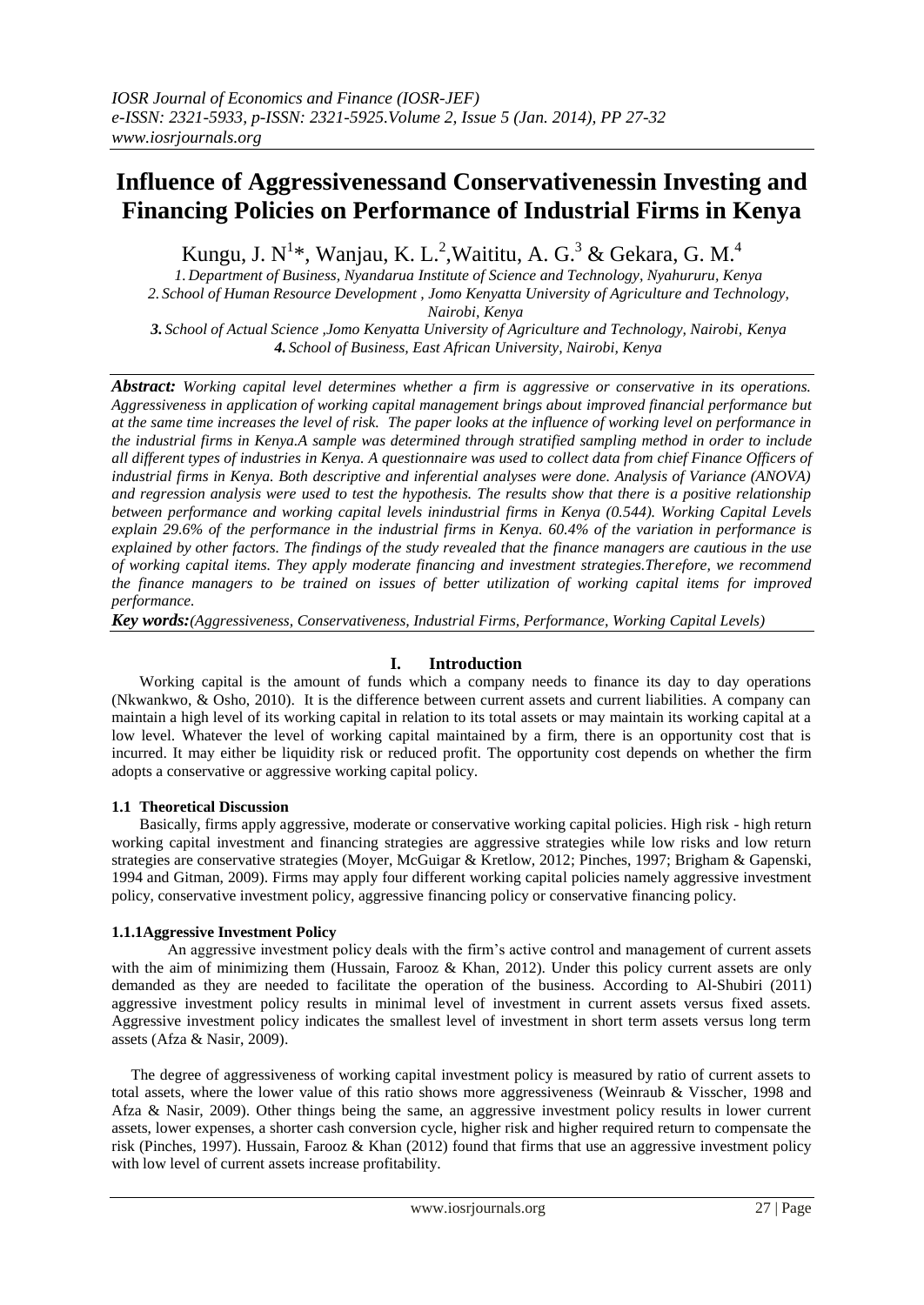# Influence of Aggressivenessand Conservativenessin Investing and Financing Policies on Performance of Industrial Firms in Kenya

Kungu, J. N[1]*, Wanjau, K. L.[2],Waititu, A. G.[3] & Gekara, G. M.[4]

*1. Department of Business, Nyandarua Institute of Science and Technology, Nyahururu, Kenya*
*2. School of Human Resource Development , Jomo Kenyatta University of Agriculture and Technology, Nairobi, Kenya*
***3.** School of Actual Science ,Jomo Kenyatta University of Agriculture and Technology, Nairobi, Kenya*
***4.** School of Business, East African University, Nairobi, Kenya*

***Abstract:*** *Working capital level determines whether a firm is aggressive or conservative in its operations. Aggressiveness in application of working capital management brings about improved financial performance but at the same time increases the level of risk. The paper looks at the influence of working level on performance in the industrial firms in Kenya.A sample was determined through stratified sampling method in order to include all different types of industries in Kenya. A questionnaire was used to collect data from chief Finance Officers of industrial firms in Kenya. Both descriptive and inferential analyses were done. Analysis of Variance (ANOVA) and regression analysis were used to test the hypothesis. The results show that there is a positive relationship between performance and working capital levels inindustrial firms in Kenya (0.544). Working Capital Levels explain 29.6% of the performance in the industrial firms in Kenya. 60.4% of the variation in performance is explained by other factors. The findings of the study revealed that the finance managers are cautious in the use of working capital items. They apply moderate financing and investment strategies.Therefore, we recommend the finance managers to be trained on issues of better utilization of working capital items for improved performance.*

***Key words:****(Aggressiveness, Conservativeness, Industrial Firms, Performance, Working Capital Levels)*

## I. Introduction

Working capital is the amount of funds which a company needs to finance its day to day operations (Nkwankwo, & Osho, 2010). It is the difference between current assets and current liabilities. A company can maintain a high level of its working capital in relation to its total assets or may maintain its working capital at a low level. Whatever the level of working capital maintained by a firm, there is an opportunity cost that is incurred. It may either be liquidity risk or reduced profit. The opportunity cost depends on whether the firm adopts a conservative or aggressive working capital policy.

### 1.1 Theoretical Discussion

Basically, firms apply aggressive, moderate or conservative working capital policies. High risk - high return working capital investment and financing strategies are aggressive strategies while low risks and low return strategies are conservative strategies (Moyer, McGuigar & Kretlow, 2012; Pinches, 1997; Brigham & Gapenski, 1994 and Gitman, 2009). Firms may apply four different working capital policies namely aggressive investment policy, conservative investment policy, aggressive financing policy or conservative financing policy.

#### 1.1.1Aggressive Investment Policy

An aggressive investment policy deals with the firm's active control and management of current assets with the aim of minimizing them (Hussain, Farooz & Khan, 2012). Under this policy current assets are only demanded as they are needed to facilitate the operation of the business. According to Al-Shubiri (2011) aggressive investment policy results in minimal level of investment in current assets versus fixed assets. Aggressive investment policy indicates the smallest level of investment in short term assets versus long term assets (Afza & Nasir, 2009).

The degree of aggressiveness of working capital investment policy is measured by ratio of current assets to total assets, where the lower value of this ratio shows more aggressiveness (Weinraub & Visscher, 1998 and Afza & Nasir, 2009). Other things being the same, an aggressive investment policy results in lower current assets, lower expenses, a shorter cash conversion cycle, higher risk and higher required return to compensate the risk (Pinches, 1997). Hussain, Farooz & Khan (2012) found that firms that use an aggressive investment policy with low level of current assets increase profitability.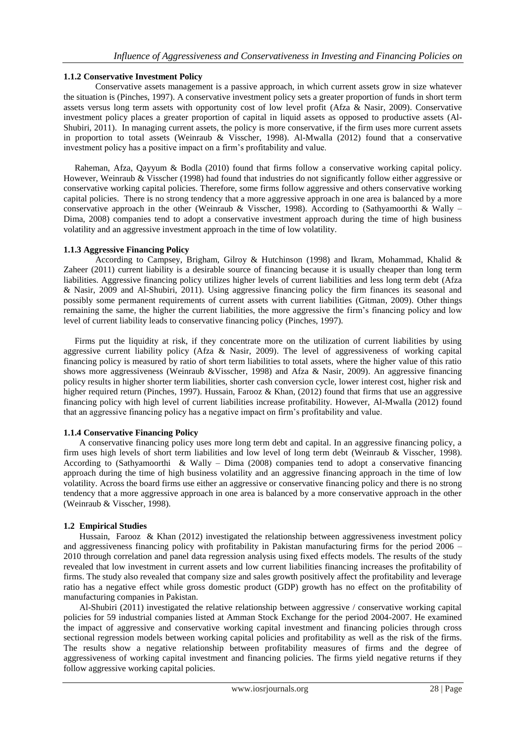### 1.1.2 Conservative Investment Policy

Conservative assets management is a passive approach, in which current assets grow in size whatever the situation is (Pinches, 1997). A conservative investment policy sets a greater proportion of funds in short term assets versus long term assets with opportunity cost of low level profit (Afza & Nasir, 2009). Conservative investment policy places a greater proportion of capital in liquid assets as opposed to productive assets (Al-Shubiri, 2011). In managing current assets, the policy is more conservative, if the firm uses more current assets in proportion to total assets (Weinraub & Visscher, 1998). Al-Mwalla (2012) found that a conservative investment policy has a positive impact on a firm's profitability and value.

Raheman, Afza, Qayyum & Bodla (2010) found that firms follow a conservative working capital policy. However, Weinraub & Visscher (1998) had found that industries do not significantly follow either aggressive or conservative working capital policies. Therefore, some firms follow aggressive and others conservative working capital policies. There is no strong tendency that a more aggressive approach in one area is balanced by a more conservative approach in the other (Weinraub & Visscher, 1998). According to (Sathyamoorthi & Wally – Dima, 2008) companies tend to adopt a conservative investment approach during the time of high business volatility and an aggressive investment approach in the time of low volatility.

### 1.1.3 Aggressive Financing Policy

According to Campsey, Brigham, Gilroy & Hutchinson (1998) and Ikram, Mohammad, Khalid & Zaheer (2011) current liability is a desirable source of financing because it is usually cheaper than long term liabilities. Aggressive financing policy utilizes higher levels of current liabilities and less long term debt (Afza & Nasir, 2009 and Al-Shubiri, 2011). Using aggressive financing policy the firm finances its seasonal and possibly some permanent requirements of current assets with current liabilities (Gitman, 2009). Other things remaining the same, the higher the current liabilities, the more aggressive the firm's financing policy and low level of current liability leads to conservative financing policy (Pinches, 1997).

Firms put the liquidity at risk, if they concentrate more on the utilization of current liabilities by using aggressive current liability policy (Afza & Nasir, 2009). The level of aggressiveness of working capital financing policy is measured by ratio of short term liabilities to total assets, where the higher value of this ratio shows more aggressiveness (Weinraub &Visscher, 1998) and Afza & Nasir, 2009). An aggressive financing policy results in higher shorter term liabilities, shorter cash conversion cycle, lower interest cost, higher risk and higher required return (Pinches, 1997). Hussain, Farooz & Khan, (2012) found that firms that use an aggressive financing policy with high level of current liabilities increase profitability. However, Al-Mwalla (2012) found that an aggressive financing policy has a negative impact on firm's profitability and value.

### 1.1.4 Conservative Financing Policy

A conservative financing policy uses more long term debt and capital. In an aggressive financing policy, a firm uses high levels of short term liabilities and low level of long term debt (Weinraub & Visscher, 1998). According to (Sathyamoorthi & Wally – Dima (2008) companies tend to adopt a conservative financing approach during the time of high business volatility and an aggressive financing approach in the time of low volatility. Across the board firms use either an aggressive or conservative financing policy and there is no strong tendency that a more aggressive approach in one area is balanced by a more conservative approach in the other (Weinraub & Visscher, 1998).

## 1.2 Empirical Studies

Hussain, Farooz & Khan (2012) investigated the relationship between aggressiveness investment policy and aggressiveness financing policy with profitability in Pakistan manufacturing firms for the period 2006 – 2010 through correlation and panel data regression analysis using fixed effects models. The results of the study revealed that low investment in current assets and low current liabilities financing increases the profitability of firms. The study also revealed that company size and sales growth positively affect the profitability and leverage ratio has a negative effect while gross domestic product (GDP) growth has no effect on the profitability of manufacturing companies in Pakistan.

Al-Shubiri (2011) investigated the relative relationship between aggressive / conservative working capital policies for 59 industrial companies listed at Amman Stock Exchange for the period 2004-2007. He examined the impact of aggressive and conservative working capital investment and financing policies through cross sectional regression models between working capital policies and profitability as well as the risk of the firms. The results show a negative relationship between profitability measures of firms and the degree of aggressiveness of working capital investment and financing policies. The firms yield negative returns if they follow aggressive working capital policies.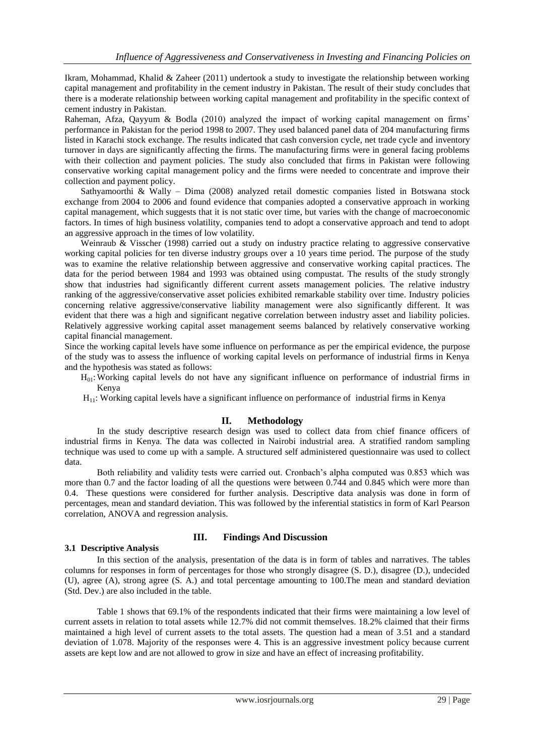Ikram, Mohammad, Khalid & Zaheer (2011) undertook a study to investigate the relationship between working capital management and profitability in the cement industry in Pakistan. The result of their study concludes that there is a moderate relationship between working capital management and profitability in the specific context of cement industry in Pakistan.

Raheman, Afza, Qayyum & Bodla (2010) analyzed the impact of working capital management on firms' performance in Pakistan for the period 1998 to 2007. They used balanced panel data of 204 manufacturing firms listed in Karachi stock exchange. The results indicated that cash conversion cycle, net trade cycle and inventory turnover in days are significantly affecting the firms. The manufacturing firms were in general facing problems with their collection and payment policies. The study also concluded that firms in Pakistan were following conservative working capital management policy and the firms were needed to concentrate and improve their collection and payment policy.

Sathyamoorthi & Wally – Dima (2008) analyzed retail domestic companies listed in Botswana stock exchange from 2004 to 2006 and found evidence that companies adopted a conservative approach in working capital management, which suggests that it is not static over time, but varies with the change of macroeconomic factors. In times of high business volatility, companies tend to adopt a conservative approach and tend to adopt an aggressive approach in the times of low volatility.

Weinraub & Visscher (1998) carried out a study on industry practice relating to aggressive conservative working capital policies for ten diverse industry groups over a 10 years time period. The purpose of the study was to examine the relative relationship between aggressive and conservative working capital practices. The data for the period between 1984 and 1993 was obtained using compustat. The results of the study strongly show that industries had significantly different current assets management policies. The relative industry ranking of the aggressive/conservative asset policies exhibited remarkable stability over time. Industry policies concerning relative aggressive/conservative liability management were also significantly different. It was evident that there was a high and significant negative correlation between industry asset and liability policies. Relatively aggressive working capital asset management seems balanced by relatively conservative working capital financial management.

Since the working capital levels have some influence on performance as per the empirical evidence, the purpose of the study was to assess the influence of working capital levels on performance of industrial firms in Kenya and the hypothesis was stated as follows:

$H_{01}$: Working capital levels do not have any significant influence on performance of industrial firms in Kenya

$H_{11}$: Working capital levels have a significant influence on performance of industrial firms in Kenya

## II. Methodology

In the study descriptive research design was used to collect data from chief finance officers of industrial firms in Kenya. The data was collected in Nairobi industrial area. A stratified random sampling technique was used to come up with a sample. A structured self administered questionnaire was used to collect data.

Both reliability and validity tests were carried out. Cronbach's alpha computed was 0.853 which was more than 0.7 and the factor loading of all the questions were between 0.744 and 0.845 which were more than 0.4. These questions were considered for further analysis. Descriptive data analysis was done in form of percentages, mean and standard deviation. This was followed by the inferential statistics in form of Karl Pearson correlation, ANOVA and regression analysis.

## III. Findings And Discussion

### 3.1 Descriptive Analysis

In this section of the analysis, presentation of the data is in form of tables and narratives. The tables columns for responses in form of percentages for those who strongly disagree (S. D.), disagree (D.), undecided (U), agree (A), strong agree (S. A.) and total percentage amounting to 100.The mean and standard deviation (Std. Dev.) are also included in the table.

Table 1 shows that 69.1% of the respondents indicated that their firms were maintaining a low level of current assets in relation to total assets while 12.7% did not commit themselves. 18.2% claimed that their firms maintained a high level of current assets to the total assets. The question had a mean of 3.51 and a standard deviation of 1.078. Majority of the responses were 4. This is an aggressive investment policy because current assets are kept low and are not allowed to grow in size and have an effect of increasing profitability.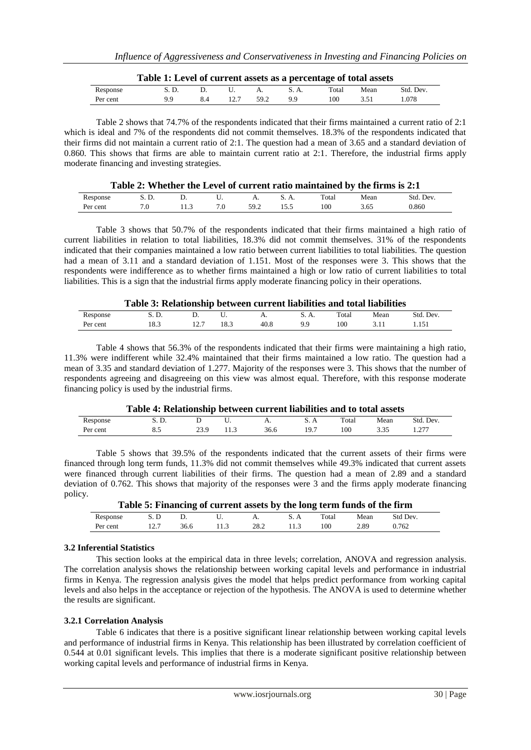**Table 1: Level of current assets as a percentage of total assets**

| Response | S. D. | D. | U. | A. | S. A. | Total | Mean | Std. Dev. |
|---|---|---|---|---|---|---|---|---|
| Per cent | 9.9 | 8.4 | 12.7 | 59.2 | 9.9 | 100 | 3.51 | 1.078 |

Table 2 shows that 74.7% of the respondents indicated that their firms maintained a current ratio of 2:1 which is ideal and 7% of the respondents did not commit themselves. 18.3% of the respondents indicated that their firms did not maintain a current ratio of 2:1. The question had a mean of 3.65 and a standard deviation of 0.860. This shows that firms are able to maintain current ratio at 2:1. Therefore, the industrial firms apply moderate financing and investing strategies.

**Table 2: Whether the Level of current ratio maintained by the firms is 2:1**

| Response | S. D. | D. | U. | A. | S. A. | Total | Mean | Std. Dev. |
|---|---|---|---|---|---|---|---|---|
| Per cent | 7.0 | 11.3 | 7.0 | 59.2 | 15.5 | 100 | 3.65 | 0.860 |

Table 3 shows that 50.7% of the respondents indicated that their firms maintained a high ratio of current liabilities in relation to total liabilities, 18.3% did not commit themselves. 31% of the respondents indicated that their companies maintained a low ratio between current liabilities to total liabilities. The question had a mean of 3.11 and a standard deviation of 1.151. Most of the responses were 3. This shows that the respondents were indifference as to whether firms maintained a high or low ratio of current liabilities to total liabilities. This is a sign that the industrial firms apply moderate financing policy in their operations.

**Table 3: Relationship between current liabilities and total liabilities**

| Response | S. D. | D. | U. | A. | S. A. | Total | Mean | Std. Dev. |
|---|---|---|---|---|---|---|---|---|
| Per cent | 18.3 | 12.7 | 18.3 | 40.8 | 9.9 | 100 | 3.11 | 1.151 |

Table 4 shows that 56.3% of the respondents indicated that their firms were maintaining a high ratio, 11.3% were indifferent while 32.4% maintained that their firms maintained a low ratio. The question had a mean of 3.35 and standard deviation of 1.277. Majority of the responses were 3. This shows that the number of respondents agreeing and disagreeing on this view was almost equal. Therefore, with this response moderate financing policy is used by the industrial firms.

**Table 4: Relationship between current liabilities and to total assets**

| Response | S. D. | D | U. | A. | S. A | Total | Mean | Std. Dev. |
|---|---|---|---|---|---|---|---|---|
| Per cent | 8.5 | 23.9 | 11.3 | 36.6 | 19.7 | 100 | 3.35 | 1.277 |

Table 5 shows that 39.5% of the respondents indicated that the current assets of their firms were financed through long term funds, 11.3% did not commit themselves while 49.3% indicated that current assets were financed through current liabilities of their firms. The question had a mean of 2.89 and a standard deviation of 0.762. This shows that majority of the responses were 3 and the firms apply moderate financing policy.

**Table 5: Financing of current assets by the long term funds of the firm**

| Response | S. D | D. | U. | A. | S. A | Total | Mean | Std Dev. |
|---|---|---|---|---|---|---|---|---|
| Per cent | 12.7 | 36.6 | 11.3 | 28.2 | 11.3 | 100 | 2.89 | 0.762 |

### 3.2 Inferential Statistics

This section looks at the empirical data in three levels; correlation, ANOVA and regression analysis. The correlation analysis shows the relationship between working capital levels and performance in industrial firms in Kenya. The regression analysis gives the model that helps predict performance from working capital levels and also helps in the acceptance or rejection of the hypothesis. The ANOVA is used to determine whether the results are significant.

#### 3.2.1 Correlation Analysis

Table 6 indicates that there is a positive significant linear relationship between working capital levels and performance of industrial firms in Kenya. This relationship has been illustrated by correlation coefficient of 0.544 at 0.01 significant levels. This implies that there is a moderate significant positive relationship between working capital levels and performance of industrial firms in Kenya.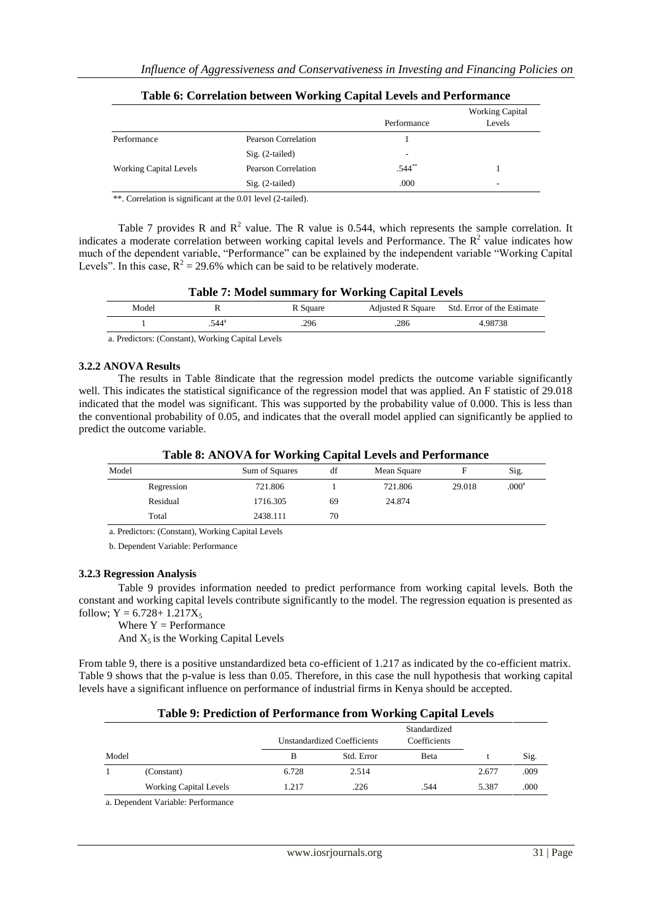**Table 6: Correlation between Working Capital Levels and Performance**

| | | Performance | Working Capital Levels |
|---|---|---|---|
| Performance | Pearson Correlation | 1 | |
| | Sig. (2-tailed) | - | |
| Working Capital Levels | Pearson Correlation | .544** | 1 |
| | Sig. (2-tailed) | .000 | - |

**. Correlation is significant at the 0.01 level (2-tailed).

Table 7 provides R and $R^2$ value. The R value is 0.544, which represents the sample correlation. It indicates a moderate correlation between working capital levels and Performance. The $R^2$ value indicates how much of the dependent variable, "Performance" can be explained by the independent variable "Working Capital Levels". In this case, $R^2 = 29.6\%$ which can be said to be relatively moderate.

**Table 7: Model summary for Working Capital Levels**

| Model | R | R Square | Adjusted R Square | Std. Error of the Estimate |
|---|---|---|---|---|
| 1 | .544[a] | .296 | .286 | 4.98738 |

a. Predictors: (Constant), Working Capital Levels

### 3.2.2 ANOVA Results

The results in Table 8indicate that the regression model predicts the outcome variable significantly well. This indicates the statistical significance of the regression model that was applied. An F statistic of 29.018 indicated that the model was significant. This was supported by the probability value of 0.000. This is less than the conventional probability of 0.05, and indicates that the overall model applied can significantly be applied to predict the outcome variable.

**Table 8: ANOVA for Working Capital Levels and Performance**

| Model | | Sum of Squares | df | Mean Square | F | Sig. |
|---|---|---|---|---|---|---|
| | Regression | 721.806 | 1 | 721.806 | 29.018 | .000[a] |
| | Residual | 1716.305 | 69 | 24.874 | | |
| | Total | 2438.111 | 70 | | | |

a. Predictors: (Constant), Working Capital Levels

b. Dependent Variable: Performance

### 3.2.3 Regression Analysis

Table 9 provides information needed to predict performance from working capital levels. Both the constant and working capital levels contribute significantly to the model. The regression equation is presented as follow; $Y = 6.728 + 1.217X_5$

Where Y = Performance

And $X_5$ is the Working Capital Levels

From table 9, there is a positive unstandardized beta co-efficient of 1.217 as indicated by the co-efficient matrix. Table 9 shows that the p-value is less than 0.05. Therefore, in this case the null hypothesis that working capital levels have a significant influence on performance of industrial firms in Kenya should be accepted.

**Table 9: Prediction of Performance from Working Capital Levels**

| Model | | Unstandardized Coefficients | | Standardized Coefficients | t | Sig. |
|---|---|---|---|---|---|---|
| | | B | Std. Error | Beta | | |
| 1 | (Constant) | 6.728 | 2.514 | | 2.677 | .009 |
| | Working Capital Levels | 1.217 | .226 | .544 | 5.387 | .000 |

a. Dependent Variable: Performance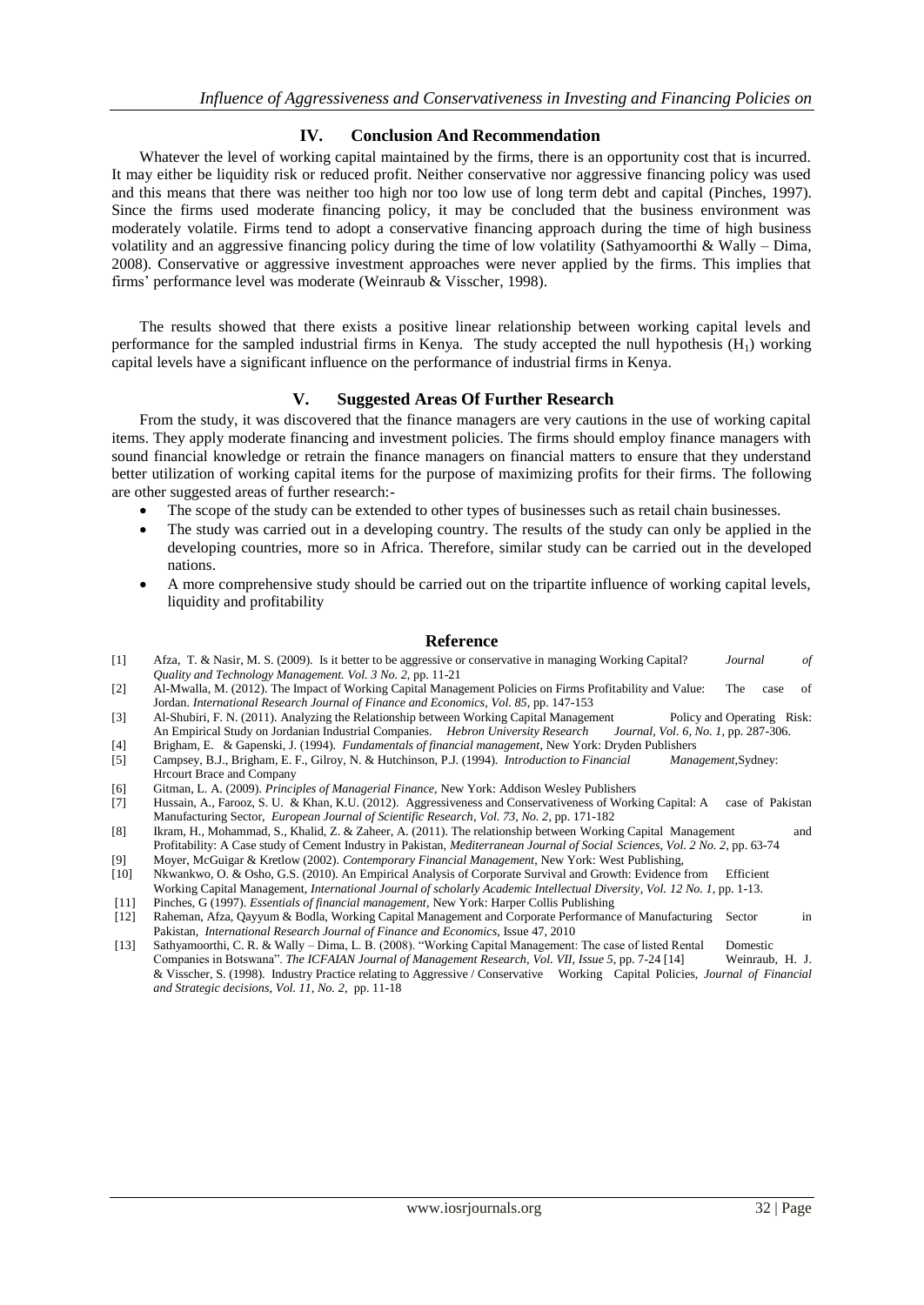## IV. Conclusion And Recommendation

Whatever the level of working capital maintained by the firms, there is an opportunity cost that is incurred. It may either be liquidity risk or reduced profit. Neither conservative nor aggressive financing policy was used and this means that there was neither too high nor too low use of long term debt and capital (Pinches, 1997). Since the firms used moderate financing policy, it may be concluded that the business environment was moderately volatile. Firms tend to adopt a conservative financing approach during the time of high business volatility and an aggressive financing policy during the time of low volatility (Sathyamoorthi & Wally – Dima, 2008). Conservative or aggressive investment approaches were never applied by the firms. This implies that firms' performance level was moderate (Weinraub & Visscher, 1998).

The results showed that there exists a positive linear relationship between working capital levels and performance for the sampled industrial firms in Kenya. The study accepted the null hypothesis ($H_1$) working capital levels have a significant influence on the performance of industrial firms in Kenya.

## V. Suggested Areas Of Further Research

From the study, it was discovered that the finance managers are very cautions in the use of working capital items. They apply moderate financing and investment policies. The firms should employ finance managers with sound financial knowledge or retrain the finance managers on financial matters to ensure that they understand better utilization of working capital items for the purpose of maximizing profits for their firms. The following are other suggested areas of further research:-

- The scope of the study can be extended to other types of businesses such as retail chain businesses.
- The study was carried out in a developing country. The results of the study can only be applied in the developing countries, more so in Africa. Therefore, similar study can be carried out in the developed nations.
- A more comprehensive study should be carried out on the tripartite influence of working capital levels, liquidity and profitability

## Reference

[1] Afza, T. & Nasir, M. S. (2009). Is it better to be aggressive or conservative in managing Working Capital? *Journal of Quality and Technology Management. Vol. 3 No. 2,* pp. 11-21

[2] Al-Mwalla, M. (2012). The Impact of Working Capital Management Policies on Firms Profitability and Value: The case of Jordan. *International Research Journal of Finance and Economics, Vol. 85,* pp. 147-153

[3] Al-Shubiri, F. N. (2011). Analyzing the Relationship between Working Capital Management Policy and Operating Risk: An Empirical Study on Jordanian Industrial Companies. *Hebron University Research Journal, Vol. 6, No. 1,* pp. 287-306.

[4] Brigham, E. & Gapenski, J. (1994). *Fundamentals of financial management,* New York: Dryden Publishers

[5] Campsey, B.J., Brigham, E. F., Gilroy, N. & Hutchinson, P.J. (1994). *Introduction to Financial Management,*Sydney: Hrcourt Brace and Company

[6] Gitman, L. A. (2009). *Principles of Managerial Finance,* New York: Addison Wesley Publishers

[7] Hussain, A., Farooz, S. U. & Khan, K.U. (2012). Aggressiveness and Conservativeness of Working Capital: A case of Pakistan Manufacturing Sector, *European Journal of Scientific Research, Vol. 73, No. 2,* pp. 171-182

[8] Ikram, H., Mohammad, S., Khalid, Z. & Zaheer, A. (2011). The relationship between Working Capital Management and Profitability: A Case study of Cement Industry in Pakistan, *Mediterranean Journal of Social Sciences, Vol. 2 No. 2,* pp. 63-74

[9] Moyer, McGuigar & Kretlow (2002). *Contemporary Financial Management,* New York: West Publishing,

[10] Nkwankwo, O. & Osho, G.S. (2010). An Empirical Analysis of Corporate Survival and Growth: Evidence from Efficient Working Capital Management, *International Journal of scholarly Academic Intellectual Diversity, Vol. 12 No. 1,* pp. 1-13.

[11] Pinches, G (1997). *Essentials of financial management,* New York: Harper Collis Publishing

[12] Raheman, Afza, Qayyum & Bodla, Working Capital Management and Corporate Performance of Manufacturing Sector in Pakistan, *International Research Journal of Finance and Economics,* Issue 47, 2010

[13] Sathyamoorthi, C. R. & Wally – Dima, L. B. (2008). "Working Capital Management: The case of listed Rental Domestic Companies in Botswana". *The ICFAIAN Journal of Management Research, Vol. VII, Issue 5,* pp. 7-24

[14] Weinraub, H. J. & Visscher, S. (1998). Industry Practice relating to Aggressive / Conservative Working Capital Policies, *Journal of Financial and Strategic decisions, Vol. 11, No. 2,* pp. 11-18